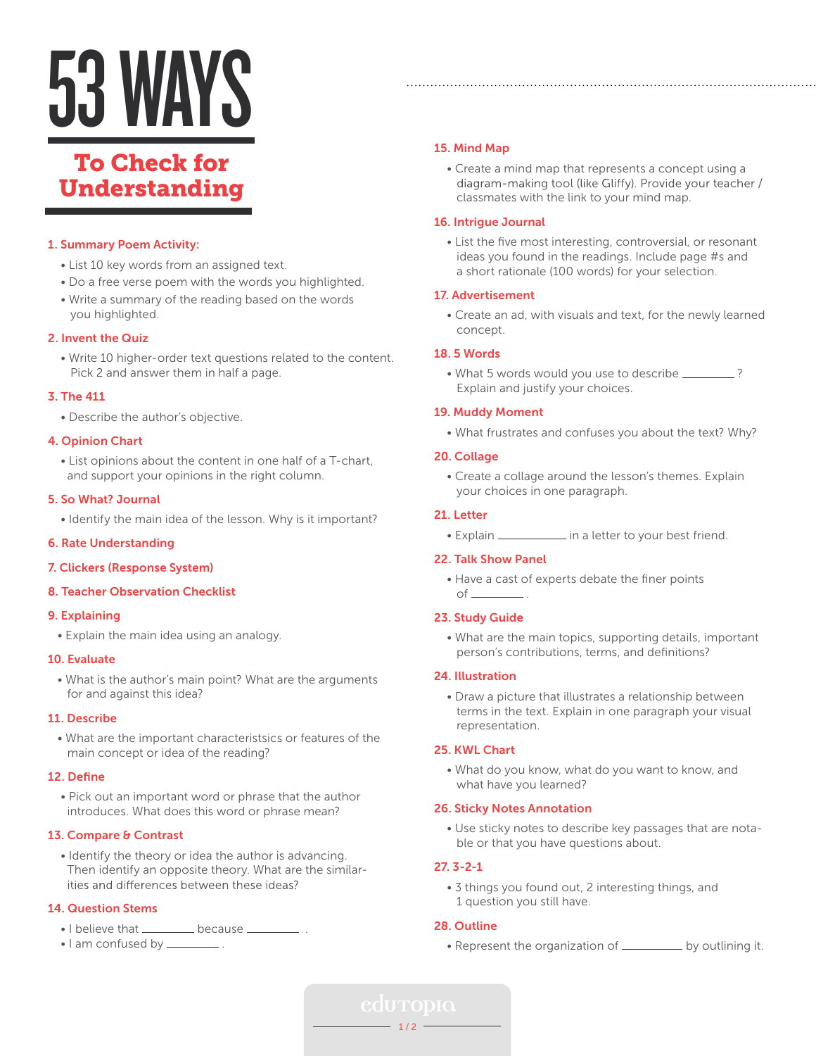# 53 WAYS

## To Check for Understanding

### 1. Summary Poem Activity:

- List 10 key words from an assigned text.
- Do a free verse poem with the words you highlighted.
- Write a summary of the reading based on the words you highlighted.

### 2. Invent the Quiz

- Write 10 higher-order text questions related to the content. Pick 2 and answer them in half a page.

### 3. The 411

- Describe the author's objective.

### 4. Opinion Chart

- List opinions about the content in one half of a T-chart, and support your opinions in the right column.

### 5. So What? Journal

- Identify the main idea of the lesson. Why is it important?

### 6. Rate Understanding

### 7. Clickers (Response System)

### 8. Teacher Observation Checklist

### 9. Explaining

- Explain the main idea using an analogy.

### 10. Evaluate

- What is the author's main point? What are the arguments for and against this idea?

### 11. Describe

- What are the important characteristsics or features of the main concept or idea of the reading?

### 12. Define

- Pick out an important word or phrase that the author introduces. What does this word or phrase mean?

### 13. Compare & Contrast

- Identify the theory or idea the author is advancing. Then identify an opposite theory. What are the similarities and differences between these ideas?

### 14. Question Stems

- I believe that ________ because ________ .
- I am confused by ________ .

### 15. Mind Map

- Create a mind map that represents a concept using a diagram-making tool (like Gliffy). Provide your teacher / classmates with the link to your mind map.

### 16. Intrigue Journal

- List the five most interesting, controversial, or resonant ideas you found in the readings. Include page #s and a short rationale (100 words) for your selection.

### 17. Advertisement

- Create an ad, with visuals and text, for the newly learned concept.

### 18. 5 Words

- What 5 words would you use to describe ________ ? Explain and justify your choices.

### 19. Muddy Moment

- What frustrates and confuses you about the text? Why?

### 20. Collage

- Create a collage around the lesson's themes. Explain your choices in one paragraph.

### 21. Letter

- Explain ________ in a letter to your best friend.

### 22. Talk Show Panel

- Have a cast of experts debate the finer points of ________ .

### 23. Study Guide

- What are the main topics, supporting details, important person's contributions, terms, and definitions?

### 24. Illustration

- Draw a picture that illustrates a relationship between terms in the text. Explain in one paragraph your visual representation.

### 25. KWL Chart

- What do you know, what do you want to know, and what have you learned?

### 26. Sticky Notes Annotation

- Use sticky notes to describe key passages that are notable or that you have questions about.

### 27. 3-2-1

- 3 things you found out, 2 interesting things, and 1 question you still have.

### 28. Outline

- Represent the organization of ________ by outlining it.

edutopia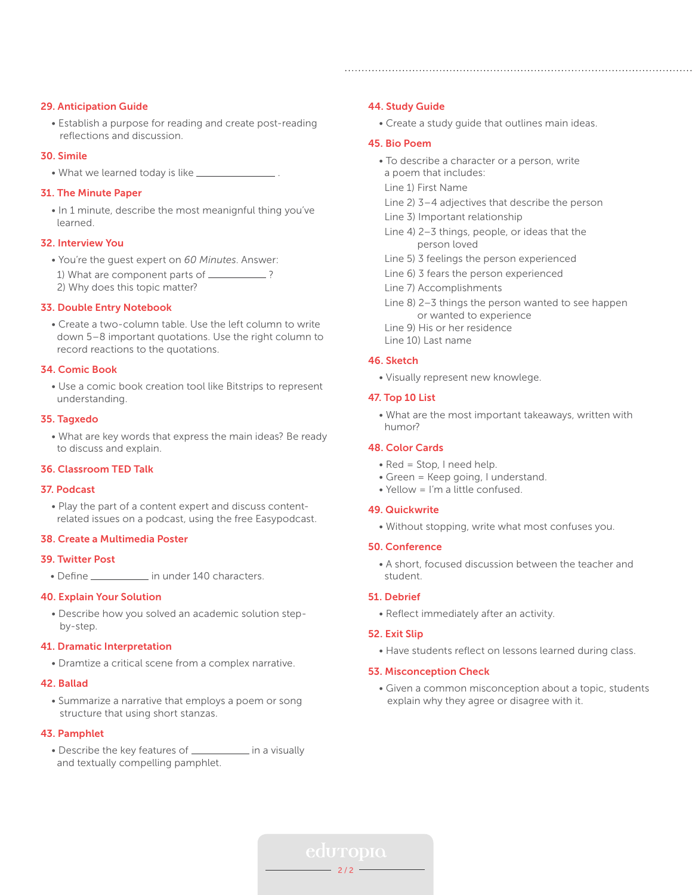### 29. Anticipation Guide

- Establish a purpose for reading and create post-reading reflections and discussion.

### 30. Simile

- What we learned today is like ______________ .

### 31. The Minute Paper

- In 1 minute, describe the most meaningful thing you've learned.

### 32. Interview You

- You're the guest expert on *60 Minutes*. Answer:
  1) What are component parts of ___________ ?
  2) Why does this topic matter?

### 33. Double Entry Notebook

- Create a two-column table. Use the left column to write down 5–8 important quotations. Use the right column to record reactions to the quotations.

### 34. Comic Book

- Use a comic book creation tool like Bitstrips to represent understanding.

### 35. Tagxedo

- What are key words that express the main ideas? Be ready to discuss and explain.

### 36. Classroom TED Talk

### 37. Podcast

- Play the part of a content expert and discuss content-related issues on a podcast, using the free Easypodcast.

### 38. Create a Multimedia Poster

### 39. Twitter Post

- Define ___________ in under 140 characters.

### 40. Explain Your Solution

- Describe how you solved an academic solution step-by-step.

### 41. Dramatic Interpretation

- Dramtize a critical scene from a complex narrative.

### 42. Ballad

- Summarize a narrative that employs a poem or song structure that using short stanzas.

### 43. Pamphlet

- Describe the key features of ___________ in a visually and textually compelling pamphlet.

### 44. Study Guide

- Create a study guide that outlines main ideas.

### 45. Bio Poem

- To describe a character or a person, write a poem that includes:

  Line 1) First Name
  
  Line 2) 3–4 adjectives that describe the person
  
  Line 3) Important relationship
  
  Line 4) 2–3 things, people, or ideas that the person loved
  
  Line 5) 3 feelings the person experienced
  
  Line 6) 3 fears the person experienced
  
  Line 7) Accomplishments
  
  Line 8) 2–3 things the person wanted to see happen or wanted to experience
  
  Line 9) His or her residence
  
  Line 10) Last name

### 46. Sketch

- Visually represent new knowlege.

### 47. Top 10 List

- What are the most important takeaways, written with humor?

### 48. Color Cards

- Red = Stop, I need help.
- Green = Keep going, I understand.
- Yellow = I'm a little confused.

### 49. Quickwrite

- Without stopping, write what most confuses you.

### 50. Conference

- A short, focused discussion between the teacher and student.

### 51. Debrief

- Reflect immediately after an activity.

### 52. Exit Slip

- Have students reflect on lessons learned during class.

### 53. Misconception Check

- Given a common misconception about a topic, students explain why they agree or disagree with it.